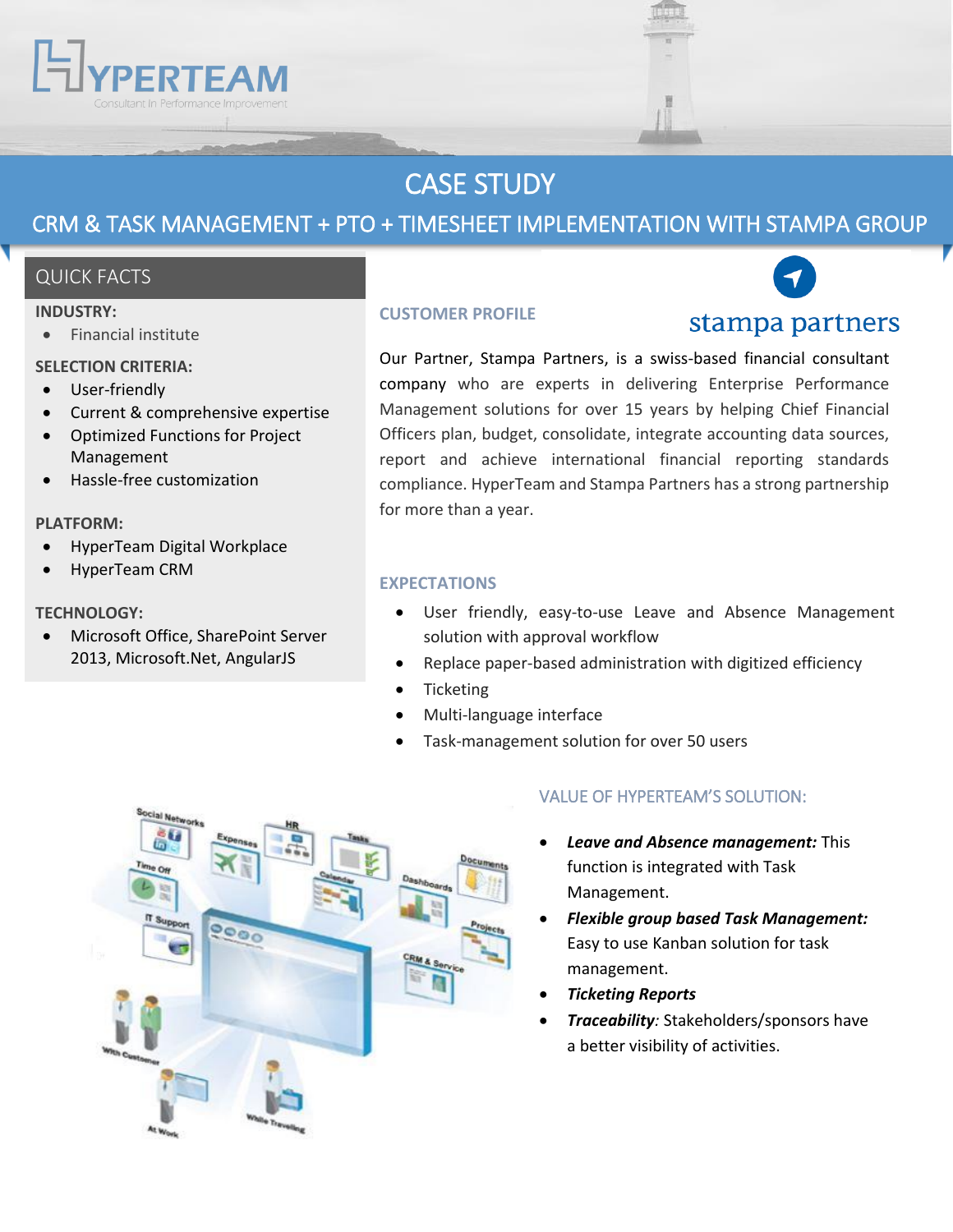# CASE STUDY

## CRM & TASK MANAGEMENT + PTO + TIMESHEET IMPLEMENTATION WITH STAMPA GROUP

### QUICK FACTS

**INDUSTRY:**

- Financial institute

**SELECTION CRITERIA:**

- User-friendly
- Current & comprehensive expertise
- Optimized Functions for Project Management
- Hassle-free customization

**PLATFORM:**

- HyperTeam Digital Workplace
- HyperTeam CRM

**TECHNOLOGY:**

- Microsoft Office, SharePoint Server 2013, Microsoft.Net, AngularJS

### CUSTOMER PROFILE

Our Partner, Stampa Partners, is a swiss-based financial consultant company who are experts in delivering Enterprise Performance Management solutions for over 15 years by helping Chief Financial Officers plan, budget, consolidate, integrate accounting data sources, report and achieve international financial reporting standards compliance. HyperTeam and Stampa Partners has a strong partnership for more than a year.

### EXPECTATIONS

- User friendly, easy-to-use Leave and Absence Management solution with approval workflow
- Replace paper-based administration with digitized efficiency
- Ticketing
- Multi-language interface
- Task-management solution for over 50 users

### VALUE OF HYPERTEAM'S SOLUTION:

- ***Leave and Absence management:*** This function is integrated with Task Management.
- ***Flexible group based Task Management:*** Easy to use Kanban solution for task management.
- ***Ticketing Reports***
- ***Traceability:*** Stakeholders/sponsors have a better visibility of activities.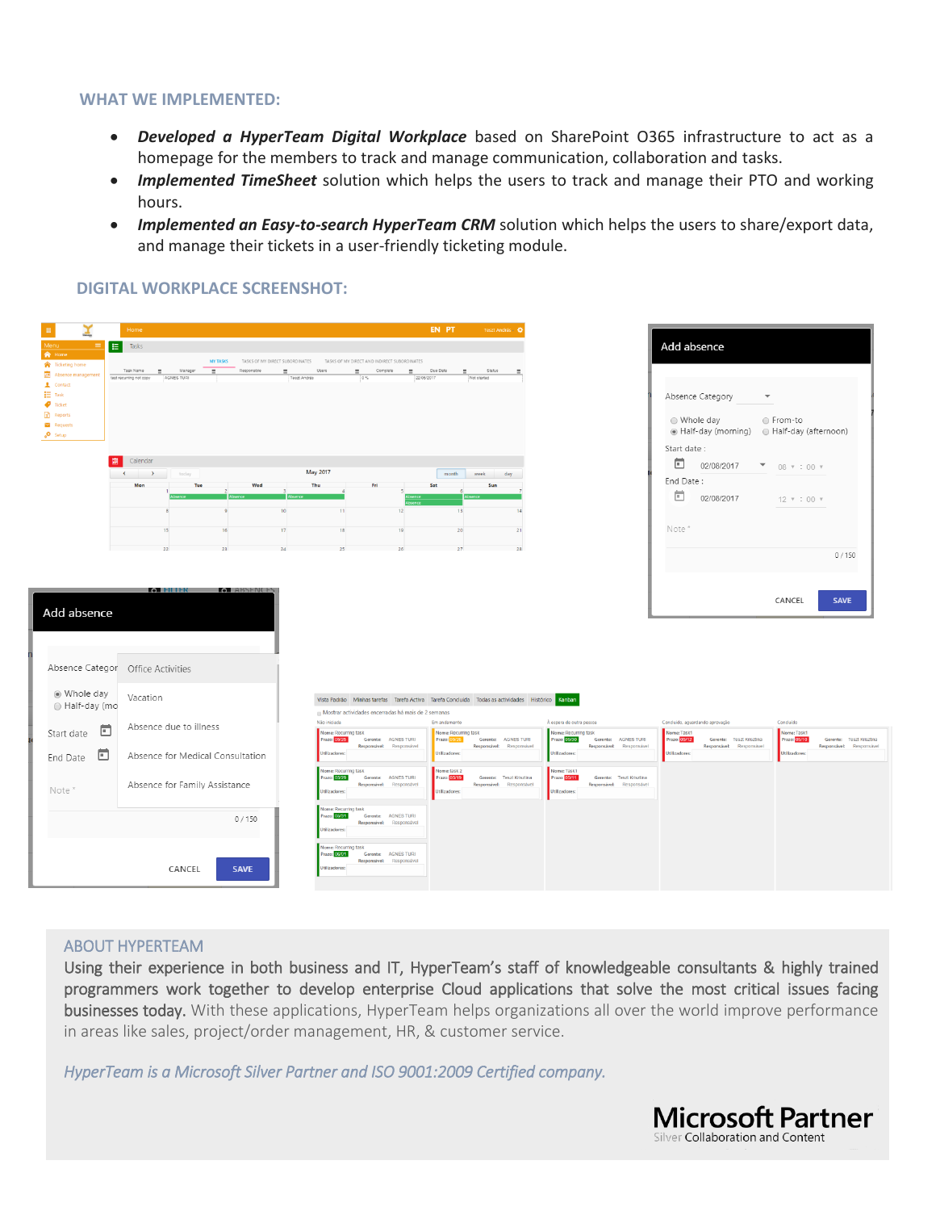## WHAT WE IMPLEMENTED:

- ***Developed a HyperTeam Digital Workplace*** based on SharePoint O365 infrastructure to act as a homepage for the members to track and manage communication, collaboration and tasks.
- ***Implemented TimeSheet*** solution which helps the users to track and manage their PTO and working hours.
- ***Implemented an Easy-to-search HyperTeam CRM*** solution which helps the users to share/export data, and manage their tickets in a user-friendly ticketing module.

## DIGITAL WORKPLACE SCREENSHOT:

## ABOUT HYPERTEAM

Using their experience in both business and IT, HyperTeam's staff of knowledgeable consultants & highly trained programmers work together to develop enterprise Cloud applications that solve the most critical issues facing businesses today. With these applications, HyperTeam helps organizations all over the world improve performance in areas like sales, project/order management, HR, & customer service.

*HyperTeam is a Microsoft Silver Partner and ISO 9001:2009 Certified company.*

Microsoft Partner
Silver Collaboration and Content